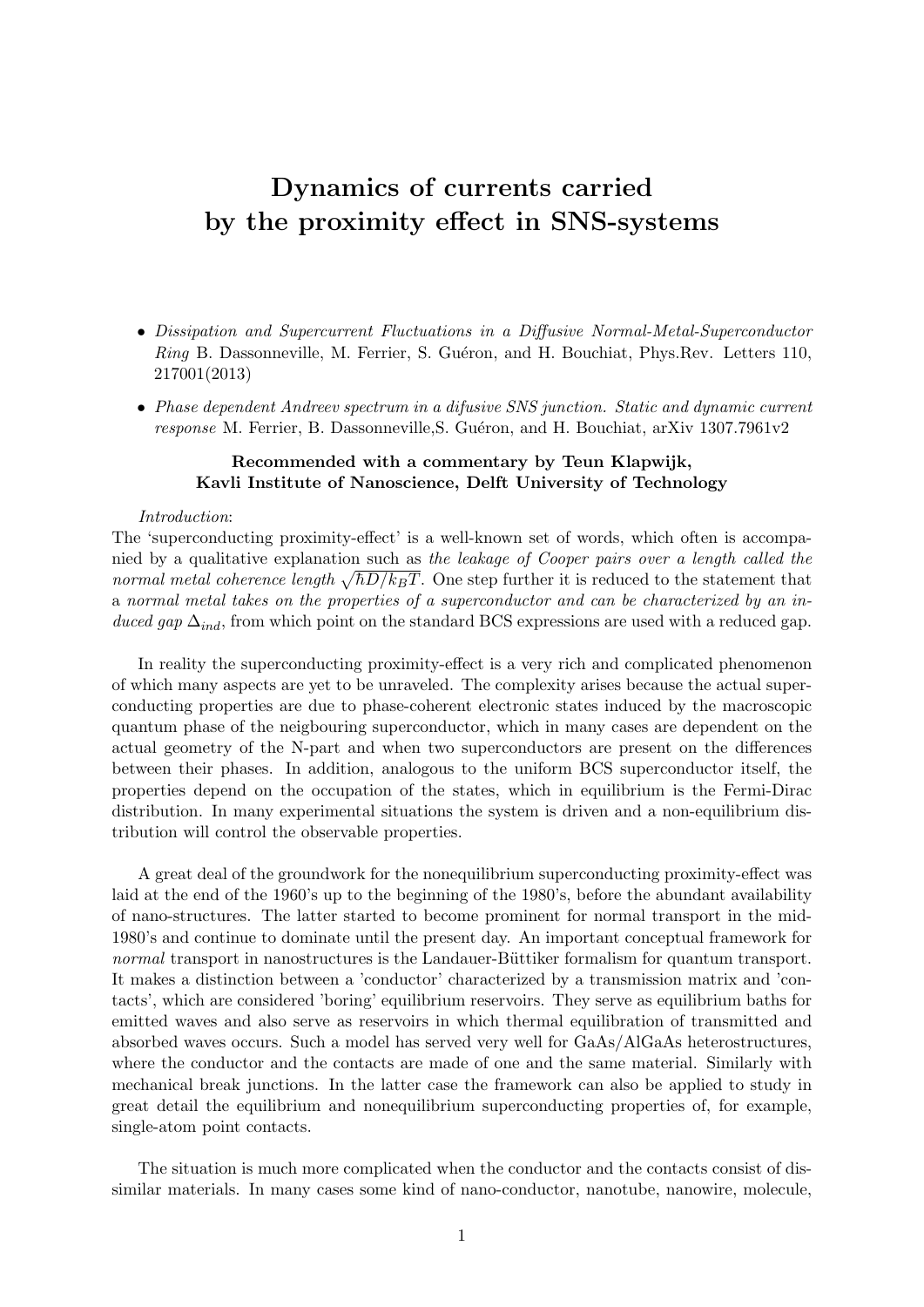# Dynamics of currents carried by the proximity effect in SNS-systems

- *Dissipation and Supercurrent Fluctuations in a Diffusive Normal-Metal-Superconductor Ring* B. Dassonneville, M. Ferrier, S. Guéron, and H. Bouchiat, Phys.Rev. Letters 110, 217001(2013)
- *Phase dependent Andreev spectrum in a difusive SNS junction. Static and dynamic current response* M. Ferrier, B. Dassonneville,S. Guéron, and H. Bouchiat, arXiv 1307.7961v2

**Recommended with a commentary by Teun Klapwijk, Kavli Institute of Nanoscience, Delft University of Technology**

*Introduction*:

The 'superconducting proximity-effect' is a well-known set of words, which often is accompanied by a qualitative explanation such as *the leakage of Cooper pairs over a length called the normal metal coherence length* $\sqrt{\hbar D/k_BT}$. One step further it is reduced to the statement that a *normal metal takes on the properties of a superconductor and can be characterized by an induced gap* $\Delta_{ind}$, from which point on the standard BCS expressions are used with a reduced gap.

In reality the superconducting proximity-effect is a very rich and complicated phenomenon of which many aspects are yet to be unraveled. The complexity arises because the actual superconducting properties are due to phase-coherent electronic states induced by the macroscopic quantum phase of the neigbouring superconductor, which in many cases are dependent on the actual geometry of the N-part and when two superconductors are present on the differences between their phases. In addition, analogous to the uniform BCS superconductor itself, the properties depend on the occupation of the states, which in equilibrium is the Fermi-Dirac distribution. In many experimental situations the system is driven and a non-equilibrium distribution will control the observable properties.

A great deal of the groundwork for the nonequilibrium superconducting proximity-effect was laid at the end of the 1960's up to the beginning of the 1980's, before the abundant availability of nano-structures. The latter started to become prominent for normal transport in the mid-1980's and continue to dominate until the present day. An important conceptual framework for *normal* transport in nanostructures is the Landauer-Büttiker formalism for quantum transport. It makes a distinction between a 'conductor' characterized by a transmission matrix and 'contacts', which are considered 'boring' equilibrium reservoirs. They serve as equilibrium baths for emitted waves and also serve as reservoirs in which thermal equilibration of transmitted and absorbed waves occurs. Such a model has served very well for GaAs/AlGaAs heterostructures, where the conductor and the contacts are made of one and the same material. Similarly with mechanical break junctions. In the latter case the framework can also be applied to study in great detail the equilibrium and nonequilibrium superconducting properties of, for example, single-atom point contacts.

The situation is much more complicated when the conductor and the contacts consist of dissimilar materials. In many cases some kind of nano-conductor, nanotube, nanowire, molecule,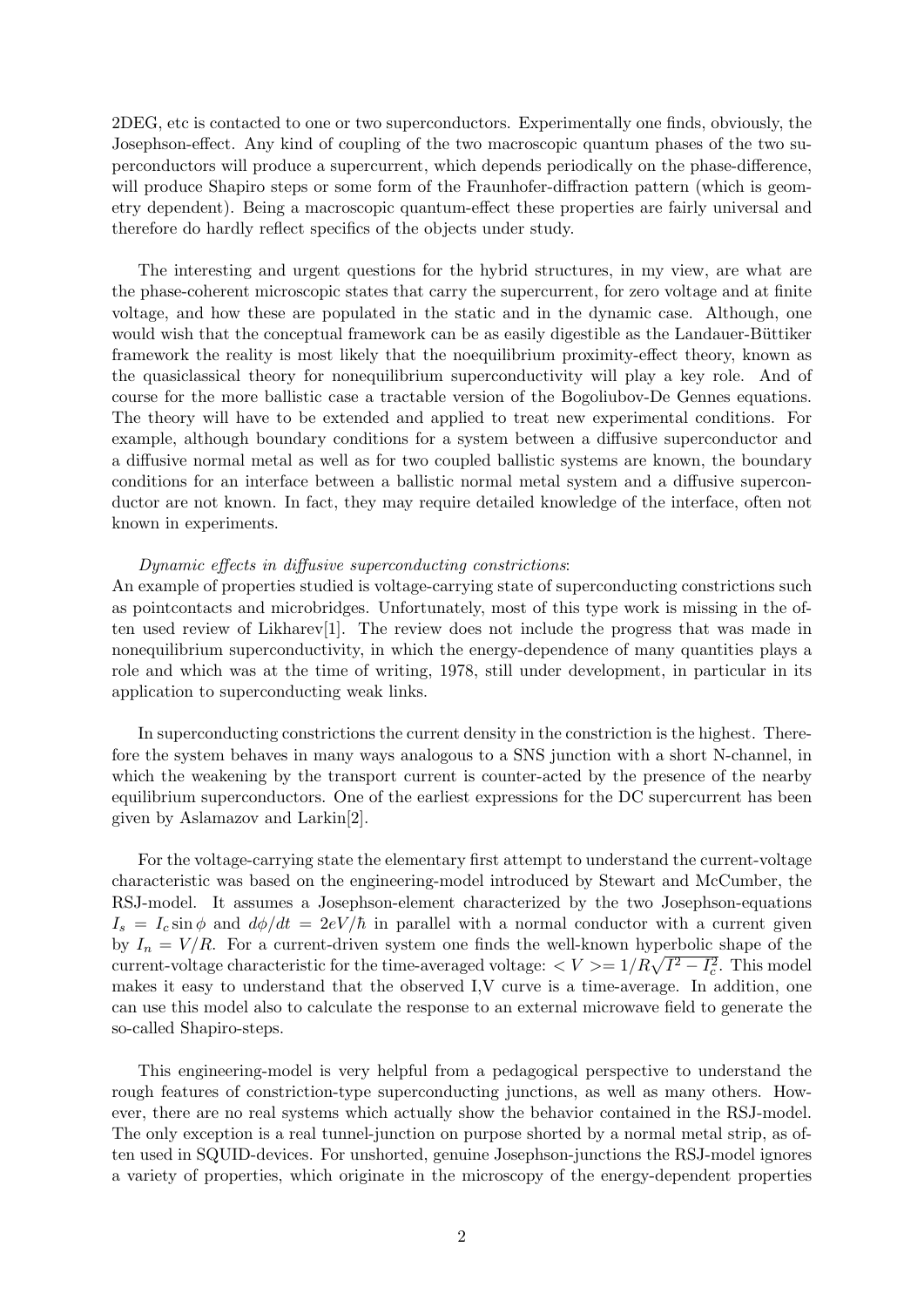2DEG, etc is contacted to one or two superconductors. Experimentally one finds, obviously, the Josephson-effect. Any kind of coupling of the two macroscopic quantum phases of the two superconductors will produce a supercurrent, which depends periodically on the phase-difference, will produce Shapiro steps or some form of the Fraunhofer-diffraction pattern (which is geometry dependent). Being a macroscopic quantum-effect these properties are fairly universal and therefore do hardly reflect specifics of the objects under study.

The interesting and urgent questions for the hybrid structures, in my view, are what are the phase-coherent microscopic states that carry the supercurrent, for zero voltage and at finite voltage, and how these are populated in the static and in the dynamic case. Although, one would wish that the conceptual framework can be as easily digestible as the Landauer-Büttiker framework the reality is most likely that the noequilibrium proximity-effect theory, known as the quasiclassical theory for nonequilibrium superconductivity will play a key role. And of course for the more ballistic case a tractable version of the Bogoliubov-De Gennes equations. The theory will have to be extended and applied to treat new experimental conditions. For example, although boundary conditions for a system between a diffusive superconductor and a diffusive normal metal as well as for two coupled ballistic systems are known, the boundary conditions for an interface between a ballistic normal metal system and a diffusive superconductor are not known. In fact, they may require detailed knowledge of the interface, often not known in experiments.

*Dynamic effects in diffusive superconducting constrictions*:
An example of properties studied is voltage-carrying state of superconducting constrictions such as pointcontacts and microbridges. Unfortunately, most of this type work is missing in the often used review of Likharev[1]. The review does not include the progress that was made in nonequilibrium superconductivity, in which the energy-dependence of many quantities plays a role and which was at the time of writing, 1978, still under development, in particular in its application to superconducting weak links.

In superconducting constrictions the current density in the constriction is the highest. Therefore the system behaves in many ways analogous to a SNS junction with a short N-channel, in which the weakening by the transport current is counter-acted by the presence of the nearby equilibrium superconductors. One of the earliest expressions for the DC supercurrent has been given by Aslamazov and Larkin[2].

For the voltage-carrying state the elementary first attempt to understand the current-voltage characteristic was based on the engineering-model introduced by Stewart and McCumber, the RSJ-model. It assumes a Josephson-element characterized by the two Josephson-equations $I_s = I_c \sin\phi$ and $d\phi/dt = 2eV/\hbar$ in parallel with a normal conductor with a current given by $I_n = V/R$. For a current-driven system one finds the well-known hyperbolic shape of the current-voltage characteristic for the time-averaged voltage: $< V >= 1/R\sqrt{I^2 - I_c^2}$. This model makes it easy to understand that the observed I,V curve is a time-average. In addition, one can use this model also to calculate the response to an external microwave field to generate the so-called Shapiro-steps.

This engineering-model is very helpful from a pedagogical perspective to understand the rough features of constriction-type superconducting junctions, as well as many others. However, there are no real systems which actually show the behavior contained in the RSJ-model. The only exception is a real tunnel-junction on purpose shorted by a normal metal strip, as often used in SQUID-devices. For unshorted, genuine Josephson-junctions the RSJ-model ignores a variety of properties, which originate in the microscopy of the energy-dependent properties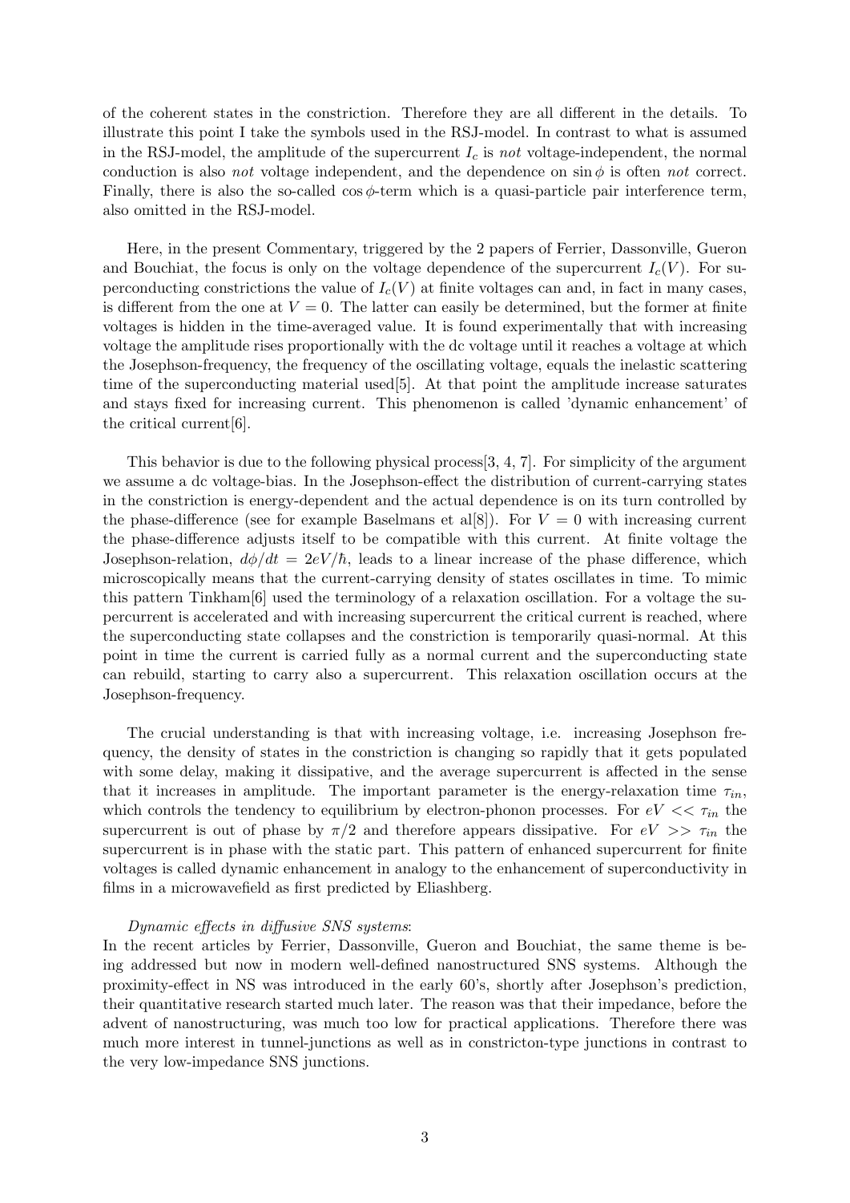of the coherent states in the constriction. Therefore they are all different in the details. To illustrate this point I take the symbols used in the RSJ-model. In contrast to what is assumed in the RSJ-model, the amplitude of the supercurrent $I_c$ is *not* voltage-independent, the normal conduction is also *not* voltage independent, and the dependence on $\sin\phi$ is often *not* correct. Finally, there is also the so-called $\cos\phi$-term which is a quasi-particle pair interference term, also omitted in the RSJ-model.

Here, in the present Commentary, triggered by the 2 papers of Ferrier, Dassonville, Gueron and Bouchiat, the focus is only on the voltage dependence of the supercurrent $I_c(V)$. For superconducting constrictions the value of $I_c(V)$ at finite voltages can and, in fact in many cases, is different from the one at $V = 0$. The latter can easily be determined, but the former at finite voltages is hidden in the time-averaged value. It is found experimentally that with increasing voltage the amplitude rises proportionally with the dc voltage until it reaches a voltage at which the Josephson-frequency, the frequency of the oscillating voltage, equals the inelastic scattering time of the superconducting material used[5]. At that point the amplitude increase saturates and stays fixed for increasing current. This phenomenon is called 'dynamic enhancement' of the critical current[6].

This behavior is due to the following physical process[3, 4, 7]. For simplicity of the argument we assume a dc voltage-bias. In the Josephson-effect the distribution of current-carrying states in the constriction is energy-dependent and the actual dependence is on its turn controlled by the phase-difference (see for example Baselmans et al[8]). For $V = 0$ with increasing current the phase-difference adjusts itself to be compatible with this current. At finite voltage the Josephson-relation, $d\phi/dt = 2eV/\hbar$, leads to a linear increase of the phase difference, which microscopically means that the current-carrying density of states oscillates in time. To mimic this pattern Tinkham[6] used the terminology of a relaxation oscillation. For a voltage the supercurrent is accelerated and with increasing supercurrent the critical current is reached, where the superconducting state collapses and the constriction is temporarily quasi-normal. At this point in time the current is carried fully as a normal current and the superconducting state can rebuild, starting to carry also a supercurrent. This relaxation oscillation occurs at the Josephson-frequency.

The crucial understanding is that with increasing voltage, i.e. increasing Josephson frequency, the density of states in the constriction is changing so rapidly that it gets populated with some delay, making it dissipative, and the average supercurrent is affected in the sense that it increases in amplitude. The important parameter is the energy-relaxation time $\tau_{in}$, which controls the tendency to equilibrium by electron-phonon processes. For $eV << \tau_{in}$ the supercurrent is out of phase by $\pi/2$ and therefore appears dissipative. For $eV >> \tau_{in}$ the supercurrent is in phase with the static part. This pattern of enhanced supercurrent for finite voltages is called dynamic enhancement in analogy to the enhancement of superconductivity in films in a microwavefield as first predicted by Eliashberg.

*Dynamic effects in diffusive SNS systems*:
In the recent articles by Ferrier, Dassonville, Gueron and Bouchiat, the same theme is being addressed but now in modern well-defined nanostructured SNS systems. Although the proximity-effect in NS was introduced in the early 60's, shortly after Josephson's prediction, their quantitative research started much later. The reason was that their impedance, before the advent of nanostructuring, was much too low for practical applications. Therefore there was much more interest in tunnel-junctions as well as in constricton-type junctions in contrast to the very low-impedance SNS junctions.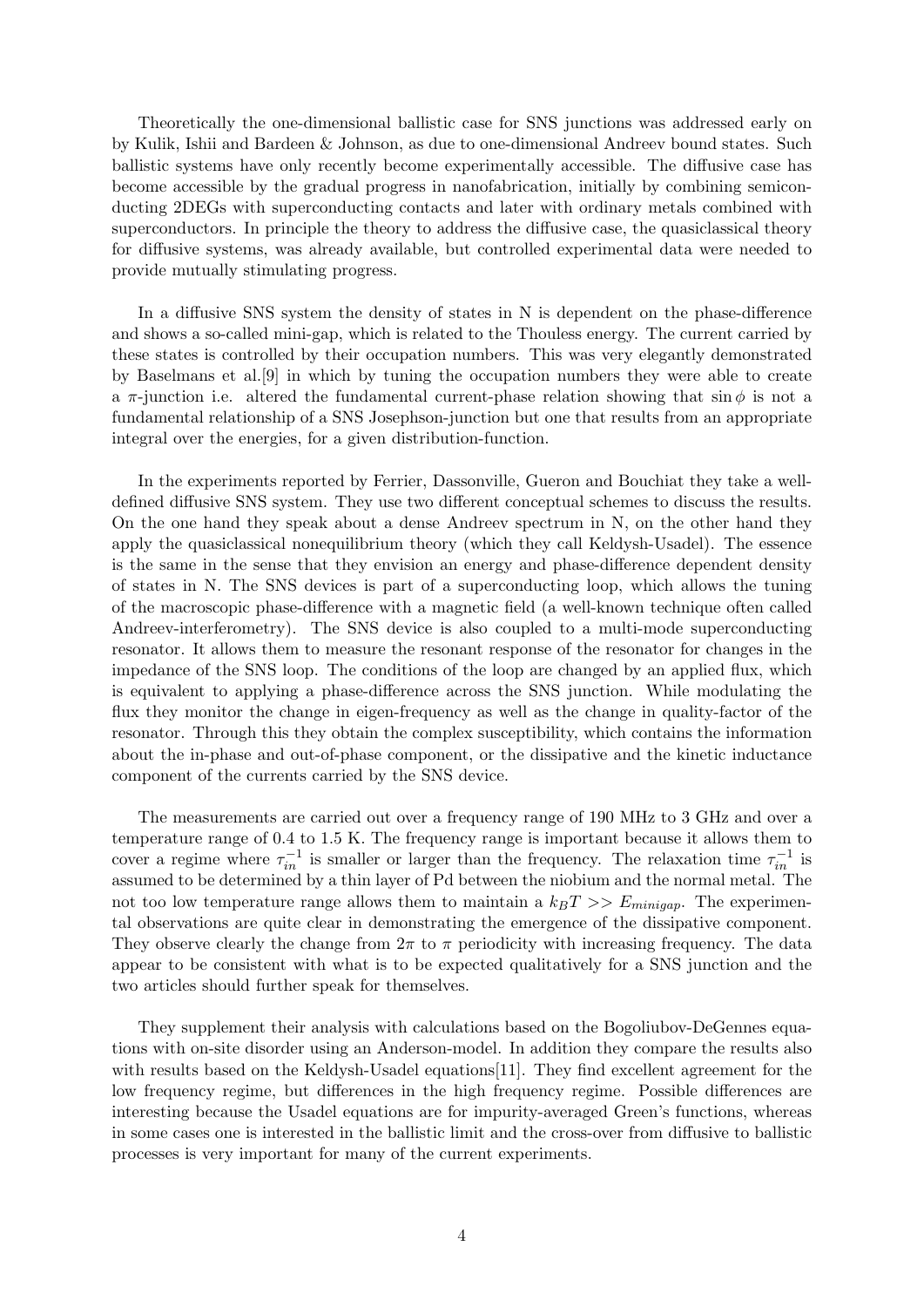Theoretically the one-dimensional ballistic case for SNS junctions was addressed early on by Kulik, Ishii and Bardeen & Johnson, as due to one-dimensional Andreev bound states. Such ballistic systems have only recently become experimentally accessible. The diffusive case has become accessible by the gradual progress in nanofabrication, initially by combining semiconducting 2DEGs with superconducting contacts and later with ordinary metals combined with superconductors. In principle the theory to address the diffusive case, the quasiclassical theory for diffusive systems, was already available, but controlled experimental data were needed to provide mutually stimulating progress.

In a diffusive SNS system the density of states in N is dependent on the phase-difference and shows a so-called mini-gap, which is related to the Thouless energy. The current carried by these states is controlled by their occupation numbers. This was very elegantly demonstrated by Baselmans et al.[9] in which by tuning the occupation numbers they were able to create a $\pi$-junction i.e. altered the fundamental current-phase relation showing that $\sin\phi$ is not a fundamental relationship of a SNS Josephson-junction but one that results from an appropriate integral over the energies, for a given distribution-function.

In the experiments reported by Ferrier, Dassonville, Gueron and Bouchiat they take a well-defined diffusive SNS system. They use two different conceptual schemes to discuss the results. On the one hand they speak about a dense Andreev spectrum in N, on the other hand they apply the quasiclassical nonequilibrium theory (which they call Keldysh-Usadel). The essence is the same in the sense that they envision an energy and phase-difference dependent density of states in N. The SNS devices is part of a superconducting loop, which allows the tuning of the macroscopic phase-difference with a magnetic field (a well-known technique often called Andreev-interferometry). The SNS device is also coupled to a multi-mode superconducting resonator. It allows them to measure the resonant response of the resonator for changes in the impedance of the SNS loop. The conditions of the loop are changed by an applied flux, which is equivalent to applying a phase-difference across the SNS junction. While modulating the flux they monitor the change in eigen-frequency as well as the change in quality-factor of the resonator. Through this they obtain the complex susceptibility, which contains the information about the in-phase and out-of-phase component, or the dissipative and the kinetic inductance component of the currents carried by the SNS device.

The measurements are carried out over a frequency range of 190 MHz to 3 GHz and over a temperature range of 0.4 to 1.5 K. The frequency range is important because it allows them to cover a regime where $\tau_{in}^{-1}$ is smaller or larger than the frequency. The relaxation time $\tau_{in}^{-1}$ is assumed to be determined by a thin layer of Pd between the niobium and the normal metal. The not too low temperature range allows them to maintain a $k_BT >> E_{minigap}$. The experimental observations are quite clear in demonstrating the emergence of the dissipative component. They observe clearly the change from $2\pi$ to $\pi$ periodicity with increasing frequency. The data appear to be consistent with what is to be expected qualitatively for a SNS junction and the two articles should further speak for themselves.

They supplement their analysis with calculations based on the Bogoliubov-DeGennes equations with on-site disorder using an Anderson-model. In addition they compare the results also with results based on the Keldysh-Usadel equations[11]. They find excellent agreement for the low frequency regime, but differences in the high frequency regime. Possible differences are interesting because the Usadel equations are for impurity-averaged Green's functions, whereas in some cases one is interested in the ballistic limit and the cross-over from diffusive to ballistic processes is very important for many of the current experiments.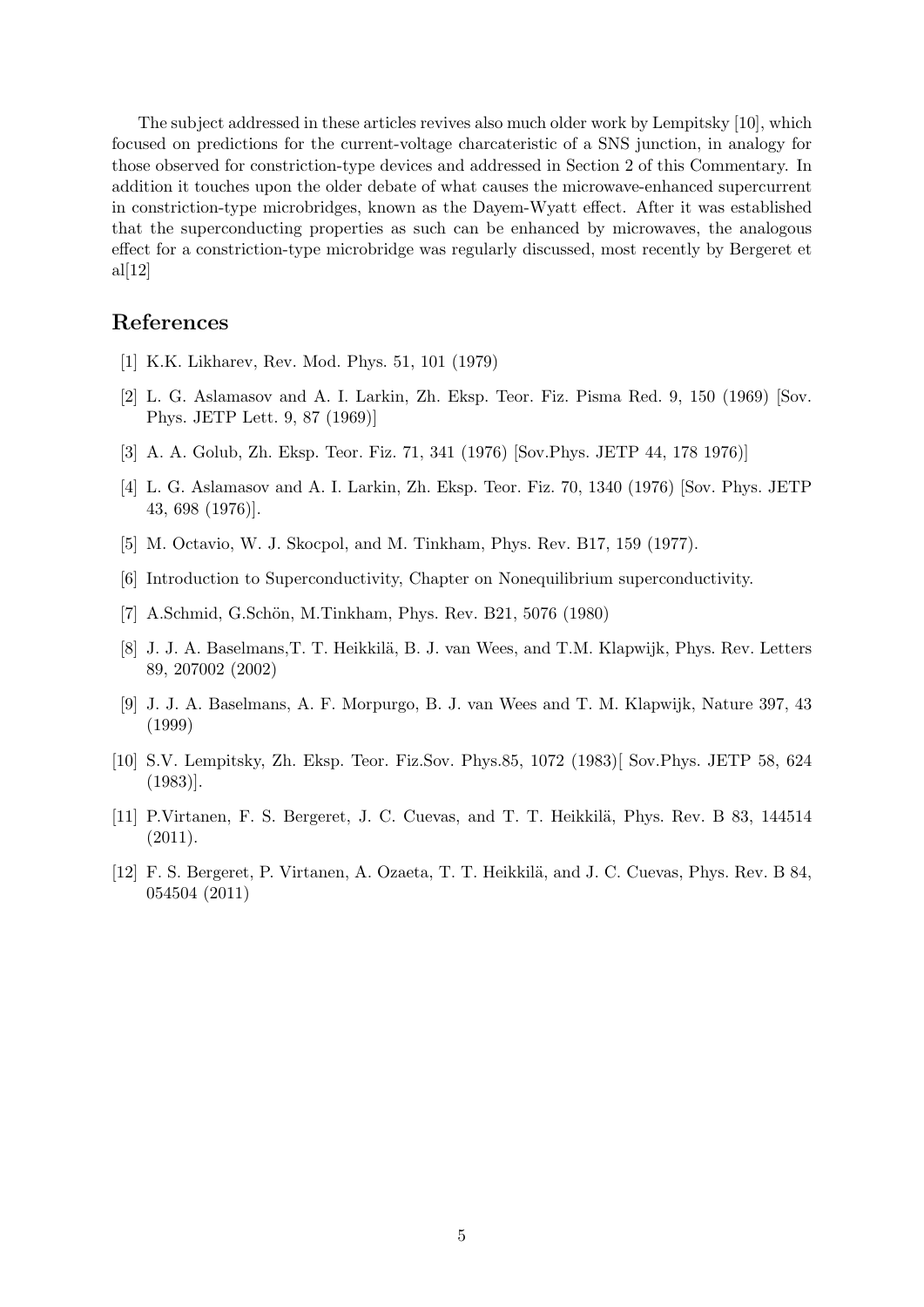The subject addressed in these articles revives also much older work by Lempitsky [10], which focused on predictions for the current-voltage charcateristic of a SNS junction, in analogy for those observed for constriction-type devices and addressed in Section 2 of this Commentary. In addition it touches upon the older debate of what causes the microwave-enhanced supercurrent in constriction-type microbridges, known as the Dayem-Wyatt effect. After it was established that the superconducting properties as such can be enhanced by microwaves, the analogous effect for a constriction-type microbridge was regularly discussed, most recently by Bergeret et al[12]

## References

[1] K.K. Likharev, Rev. Mod. Phys. 51, 101 (1979)

[2] L. G. Aslamasov and A. I. Larkin, Zh. Eksp. Teor. Fiz. Pisma Red. 9, 150 (1969) [Sov. Phys. JETP Lett. 9, 87 (1969)]

[3] A. A. Golub, Zh. Eksp. Teor. Fiz. 71, 341 (1976) [Sov.Phys. JETP 44, 178 1976)]

[4] L. G. Aslamasov and A. I. Larkin, Zh. Eksp. Teor. Fiz. 70, 1340 (1976) [Sov. Phys. JETP 43, 698 (1976)].

[5] M. Octavio, W. J. Skocpol, and M. Tinkham, Phys. Rev. B17, 159 (1977).

[6] Introduction to Superconductivity, Chapter on Nonequilibrium superconductivity.

[7] A.Schmid, G.Schön, M.Tinkham, Phys. Rev. B21, 5076 (1980)

[8] J. J. A. Baselmans,T. T. Heikkilä, B. J. van Wees, and T.M. Klapwijk, Phys. Rev. Letters 89, 207002 (2002)

[9] J. J. A. Baselmans, A. F. Morpurgo, B. J. van Wees and T. M. Klapwijk, Nature 397, 43 (1999)

[10] S.V. Lempitsky, Zh. Eksp. Teor. Fiz.Sov. Phys.85, 1072 (1983)[ Sov.Phys. JETP 58, 624 (1983)].

[11] P.Virtanen, F. S. Bergeret, J. C. Cuevas, and T. T. Heikkilä, Phys. Rev. B 83, 144514 (2011).

[12] F. S. Bergeret, P. Virtanen, A. Ozaeta, T. T. Heikkilä, and J. C. Cuevas, Phys. Rev. B 84, 054504 (2011)